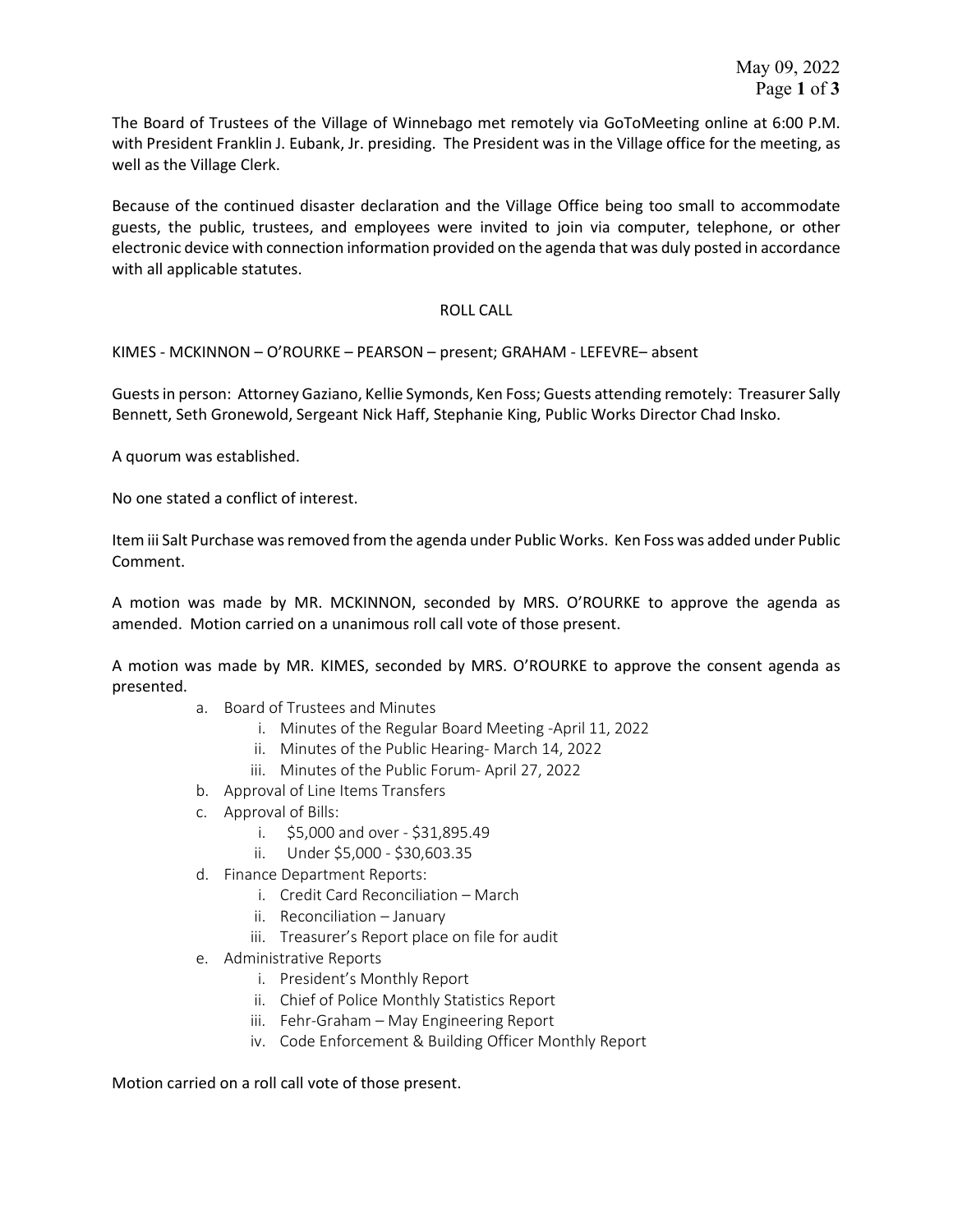The Board of Trustees of the Village of Winnebago met remotely via GoToMeeting online at 6:00 P.M. with President Franklin J. Eubank, Jr. presiding. The President was in the Village office for the meeting, as well as the Village Clerk.

Because of the continued disaster declaration and the Village Office being too small to accommodate guests, the public, trustees, and employees were invited to join via computer, telephone, or other electronic device with connection information provided on the agenda that was duly posted in accordance with all applicable statutes.

ROLL CALL

KIMES - MCKINNON – O'ROURKE – PEARSON – present; GRAHAM - LEFEVRE– absent

Guests in person: Attorney Gaziano, Kellie Symonds, Ken Foss; Guests attending remotely: Treasurer Sally Bennett, Seth Gronewold, Sergeant Nick Haff, Stephanie King, Public Works Director Chad Insko.

A quorum was established.

No one stated a conflict of interest.

Item iii Salt Purchase was removed from the agenda under Public Works. Ken Foss was added under Public Comment.

A motion was made by MR. MCKINNON, seconded by MRS. O'ROURKE to approve the agenda as amended. Motion carried on a unanimous roll call vote of those present.

A motion was made by MR. KIMES, seconded by MRS. O'ROURKE to approve the consent agenda as presented.

- a. Board of Trustees and Minutes
  - i. Minutes of the Regular Board Meeting -April 11, 2022
  - ii. Minutes of the Public Hearing- March 14, 2022
  - iii. Minutes of the Public Forum- April 27, 2022
- b. Approval of Line Items Transfers
- c. Approval of Bills:
  - i. $5,000 and over - $31,895.49
  - ii. Under $5,000 - $30,603.35
- d. Finance Department Reports:
  - i. Credit Card Reconciliation – March
  - ii. Reconciliation – January
  - iii. Treasurer's Report place on file for audit
- e. Administrative Reports
  - i. President's Monthly Report
  - ii. Chief of Police Monthly Statistics Report
  - iii. Fehr-Graham – May Engineering Report
  - iv. Code Enforcement & Building Officer Monthly Report

Motion carried on a roll call vote of those present.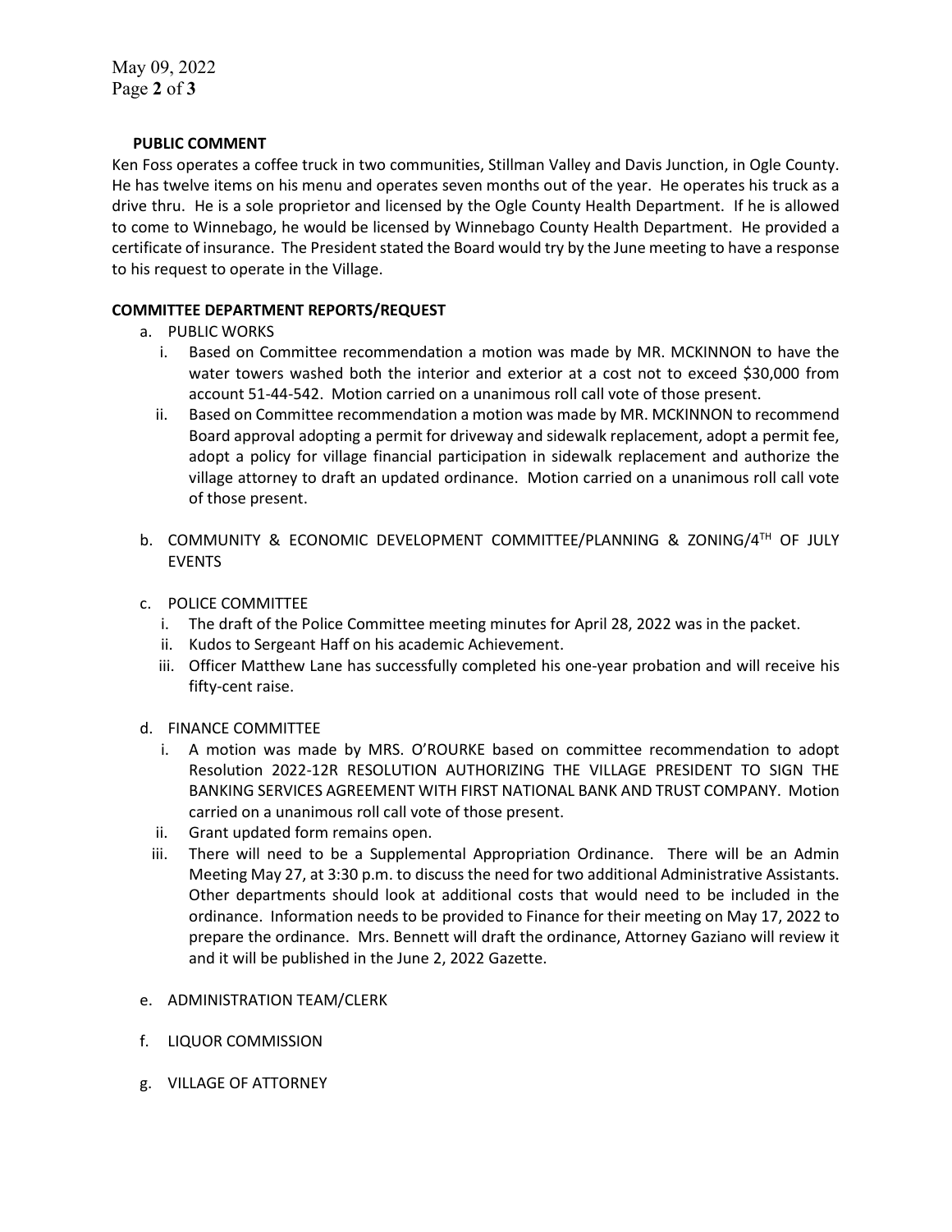**PUBLIC COMMENT**

Ken Foss operates a coffee truck in two communities, Stillman Valley and Davis Junction, in Ogle County. He has twelve items on his menu and operates seven months out of the year. He operates his truck as a drive thru. He is a sole proprietor and licensed by the Ogle County Health Department. If he is allowed to come to Winnebago, he would be licensed by Winnebago County Health Department. He provided a certificate of insurance. The President stated the Board would try by the June meeting to have a response to his request to operate in the Village.

**COMMITTEE DEPARTMENT REPORTS/REQUEST**

a. PUBLIC WORKS
   i. Based on Committee recommendation a motion was made by MR. MCKINNON to have the water towers washed both the interior and exterior at a cost not to exceed $30,000 from account 51-44-542. Motion carried on a unanimous roll call vote of those present.
   ii. Based on Committee recommendation a motion was made by MR. MCKINNON to recommend Board approval adopting a permit for driveway and sidewalk replacement, adopt a permit fee, adopt a policy for village financial participation in sidewalk replacement and authorize the village attorney to draft an updated ordinance. Motion carried on a unanimous roll call vote of those present.

b. COMMUNITY & ECONOMIC DEVELOPMENT COMMITTEE/PLANNING & ZONING/4TH OF JULY EVENTS

c. POLICE COMMITTEE
   i. The draft of the Police Committee meeting minutes for April 28, 2022 was in the packet.
   ii. Kudos to Sergeant Haff on his academic Achievement.
   iii. Officer Matthew Lane has successfully completed his one-year probation and will receive his fifty-cent raise.

d. FINANCE COMMITTEE
   i. A motion was made by MRS. O'ROURKE based on committee recommendation to adopt Resolution 2022-12R RESOLUTION AUTHORIZING THE VILLAGE PRESIDENT TO SIGN THE BANKING SERVICES AGREEMENT WITH FIRST NATIONAL BANK AND TRUST COMPANY. Motion carried on a unanimous roll call vote of those present.
   ii. Grant updated form remains open.
   iii. There will need to be a Supplemental Appropriation Ordinance. There will be an Admin Meeting May 27, at 3:30 p.m. to discuss the need for two additional Administrative Assistants. Other departments should look at additional costs that would need to be included in the ordinance. Information needs to be provided to Finance for their meeting on May 17, 2022 to prepare the ordinance. Mrs. Bennett will draft the ordinance, Attorney Gaziano will review it and it will be published in the June 2, 2022 Gazette.

e. ADMINISTRATION TEAM/CLERK

f. LIQUOR COMMISSION

g. VILLAGE OF ATTORNEY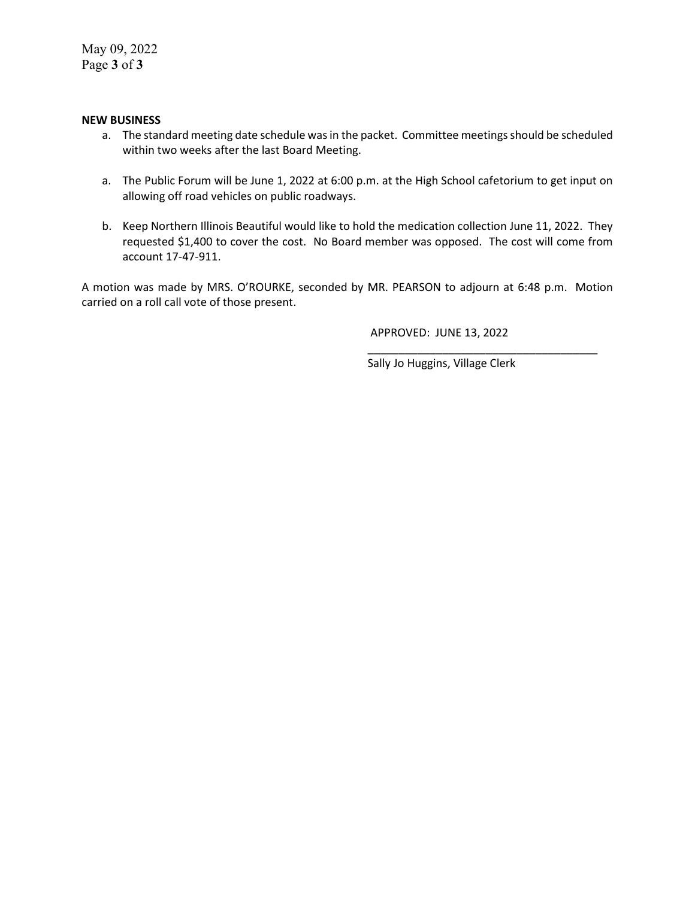**NEW BUSINESS**

a. The standard meeting date schedule was in the packet. Committee meetings should be scheduled within two weeks after the last Board Meeting.

a. The Public Forum will be June 1, 2022 at 6:00 p.m. at the High School cafetorium to get input on allowing off road vehicles on public roadways.

b. Keep Northern Illinois Beautiful would like to hold the medication collection June 11, 2022. They requested $1,400 to cover the cost. No Board member was opposed. The cost will come from account 17-47-911.

A motion was made by MRS. O'ROURKE, seconded by MR. PEARSON to adjourn at 6:48 p.m. Motion carried on a roll call vote of those present.

APPROVED: JUNE 13, 2022

\_\_\_\_\_\_\_\_\_\_\_\_\_\_\_\_\_\_\_\_\_\_\_\_\_\_\_\_\_\_\_\_\_\_\_\_\_\_

Sally Jo Huggins, Village Clerk